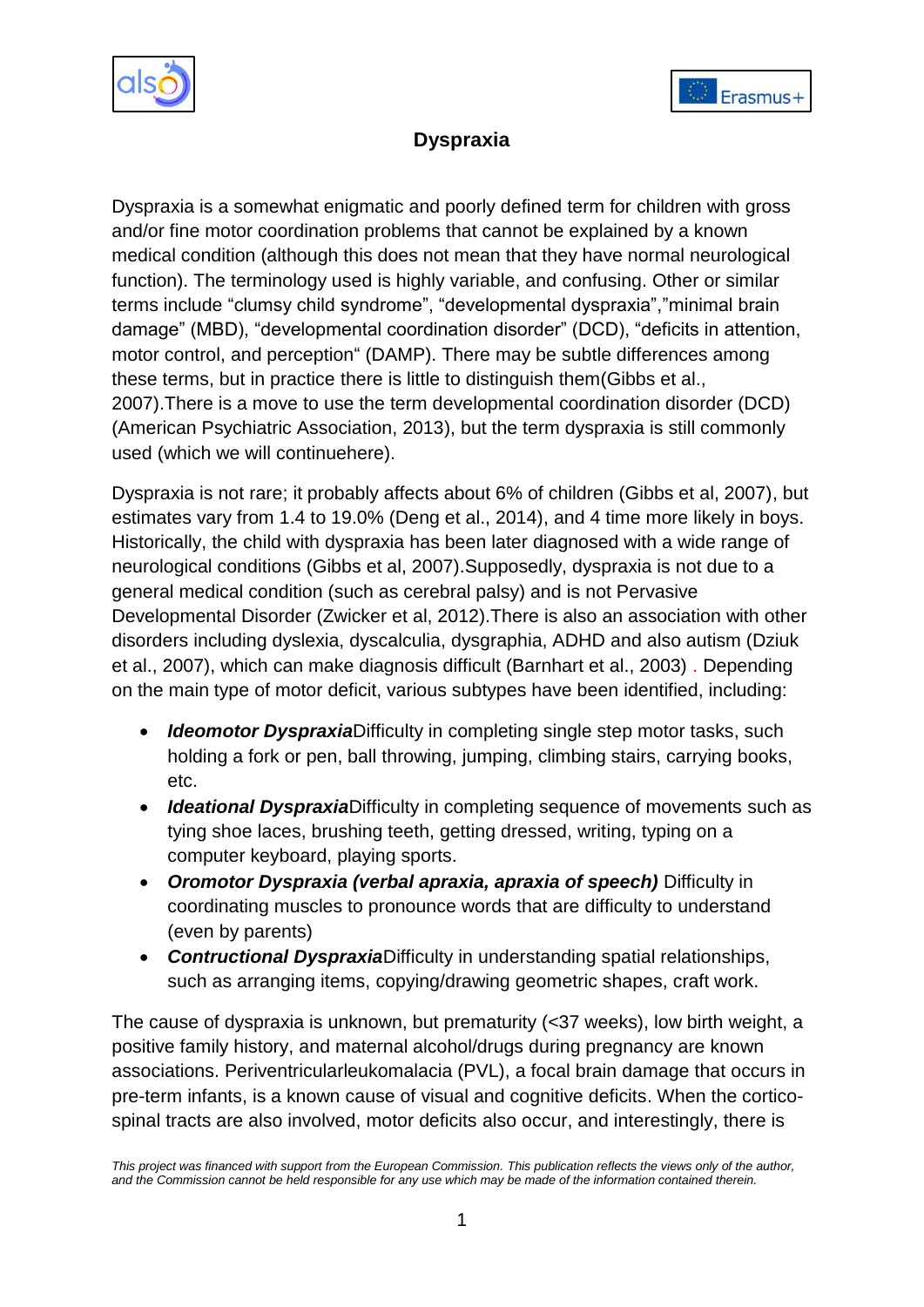# Dyspraxia

Dyspraxia is a somewhat enigmatic and poorly defined term for children with gross and/or fine motor coordination problems that cannot be explained by a known medical condition (although this does not mean that they have normal neurological function). The terminology used is highly variable, and confusing. Other or similar terms include "clumsy child syndrome", "developmental dyspraxia","minimal brain damage" (MBD), "developmental coordination disorder" (DCD), "deficits in attention, motor control, and perception" (DAMP). There may be subtle differences among these terms, but in practice there is little to distinguish them(Gibbs et al., 2007).There is a move to use the term developmental coordination disorder (DCD) (American Psychiatric Association, 2013), but the term dyspraxia is still commonly used (which we will continuehere).

Dyspraxia is not rare; it probably affects about 6% of children (Gibbs et al, 2007), but estimates vary from 1.4 to 19.0% (Deng et al., 2014), and 4 time more likely in boys. Historically, the child with dyspraxia has been later diagnosed with a wide range of neurological conditions (Gibbs et al, 2007).Supposedly, dyspraxia is not due to a general medical condition (such as cerebral palsy) and is not Pervasive Developmental Disorder (Zwicker et al, 2012).There is also an association with other disorders including dyslexia, dyscalculia, dysgraphia, ADHD and also autism (Dziuk et al., 2007), which can make diagnosis difficult (Barnhart et al., 2003) . Depending on the main type of motor deficit, various subtypes have been identified, including:

- ***Ideomotor Dyspraxia***Difficulty in completing single step motor tasks, such holding a fork or pen, ball throwing, jumping, climbing stairs, carrying books, etc.
- ***Ideational Dyspraxia***Difficulty in completing sequence of movements such as tying shoe laces, brushing teeth, getting dressed, writing, typing on a computer keyboard, playing sports.
- ***Oromotor Dyspraxia (verbal apraxia, apraxia of speech)*** Difficulty in coordinating muscles to pronounce words that are difficulty to understand (even by parents)
- ***Contructional Dyspraxia***Difficulty in understanding spatial relationships, such as arranging items, copying/drawing geometric shapes, craft work.

The cause of dyspraxia is unknown, but prematurity (<37 weeks), low birth weight, a positive family history, and maternal alcohol/drugs during pregnancy are known associations. Periventricularleukomalacia (PVL), a focal brain damage that occurs in pre-term infants, is a known cause of visual and cognitive deficits. When the cortico-spinal tracts are also involved, motor deficits also occur, and interestingly, there is

*This project was financed with support from the European Commission. This publication reflects the views only of the author, and the Commission cannot be held responsible for any use which may be made of the information contained therein.*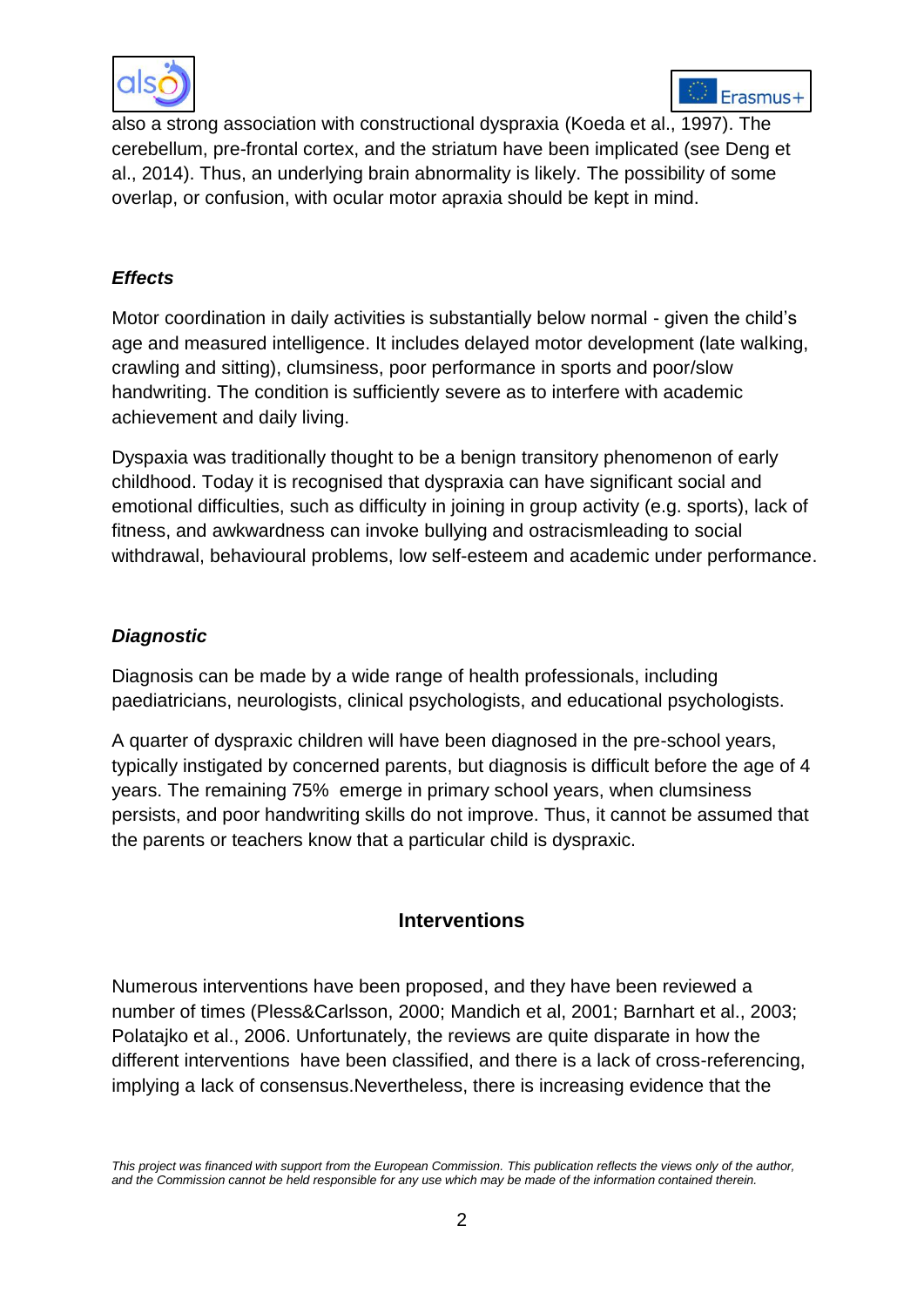also a strong association with constructional dyspraxia (Koeda et al., 1997). The cerebellum, pre-frontal cortex, and the striatum have been implicated (see Deng et al., 2014). Thus, an underlying brain abnormality is likely. The possibility of some overlap, or confusion, with ocular motor apraxia should be kept in mind.

***Effects***

Motor coordination in daily activities is substantially below normal - given the child's age and measured intelligence. It includes delayed motor development (late walking, crawling and sitting), clumsiness, poor performance in sports and poor/slow handwriting. The condition is sufficiently severe as to interfere with academic achievement and daily living.

Dyspaxia was traditionally thought to be a benign transitory phenomenon of early childhood. Today it is recognised that dyspraxia can have significant social and emotional difficulties, such as difficulty in joining in group activity (e.g. sports), lack of fitness, and awkwardness can invoke bullying and ostracismleading to social withdrawal, behavioural problems, low self-esteem and academic under performance.

***Diagnostic***

Diagnosis can be made by a wide range of health professionals, including paediatricians, neurologists, clinical psychologists, and educational psychologists.

A quarter of dyspraxic children will have been diagnosed in the pre-school years, typically instigated by concerned parents, but diagnosis is difficult before the age of 4 years. The remaining 75% emerge in primary school years, when clumsiness persists, and poor handwriting skills do not improve. Thus, it cannot be assumed that the parents or teachers know that a particular child is dyspraxic.

## Interventions

Numerous interventions have been proposed, and they have been reviewed a number of times (Pless&Carlsson, 2000; Mandich et al, 2001; Barnhart et al., 2003; Polatajko et al., 2006. Unfortunately, the reviews are quite disparate in how the different interventions have been classified, and there is a lack of cross-referencing, implying a lack of consensus.Nevertheless, there is increasing evidence that the

*This project was financed with support from the European Commission. This publication reflects the views only of the author, and the Commission cannot be held responsible for any use which may be made of the information contained therein.*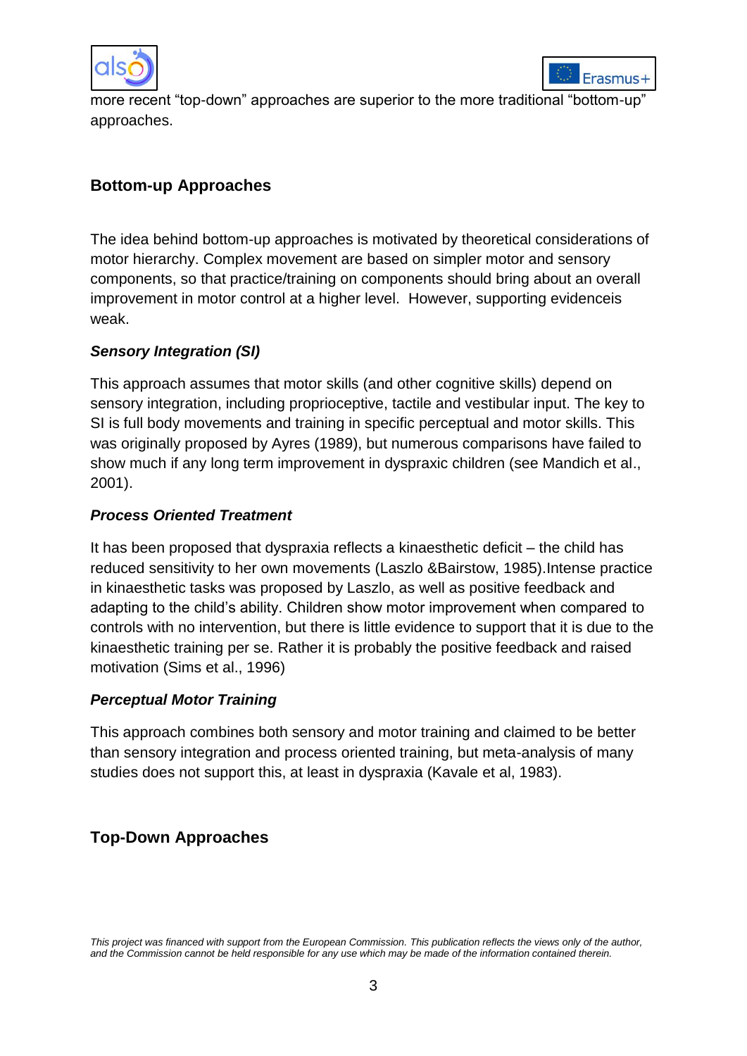more recent “top-down” approaches are superior to the more traditional “bottom-up” approaches.

## Bottom-up Approaches

The idea behind bottom-up approaches is motivated by theoretical considerations of motor hierarchy. Complex movement are based on simpler motor and sensory components, so that practice/training on components should bring about an overall improvement in motor control at a higher level. However, supporting evidenceis weak.

### *Sensory Integration (SI)*

This approach assumes that motor skills (and other cognitive skills) depend on sensory integration, including proprioceptive, tactile and vestibular input. The key to SI is full body movements and training in specific perceptual and motor skills. This was originally proposed by Ayres (1989), but numerous comparisons have failed to show much if any long term improvement in dyspraxic children (see Mandich et al., 2001).

### *Process Oriented Treatment*

It has been proposed that dyspraxia reflects a kinaesthetic deficit – the child has reduced sensitivity to her own movements (Laszlo &Bairstow, 1985).Intense practice in kinaesthetic tasks was proposed by Laszlo, as well as positive feedback and adapting to the child’s ability. Children show motor improvement when compared to controls with no intervention, but there is little evidence to support that it is due to the kinaesthetic training per se. Rather it is probably the positive feedback and raised motivation (Sims et al., 1996)

### *Perceptual Motor Training*

This approach combines both sensory and motor training and claimed to be better than sensory integration and process oriented training, but meta-analysis of many studies does not support this, at least in dyspraxia (Kavale et al, 1983).

## Top-Down Approaches

*This project was financed with support from the European Commission. This publication reflects the views only of the author, and the Commission cannot be held responsible for any use which may be made of the information contained therein.*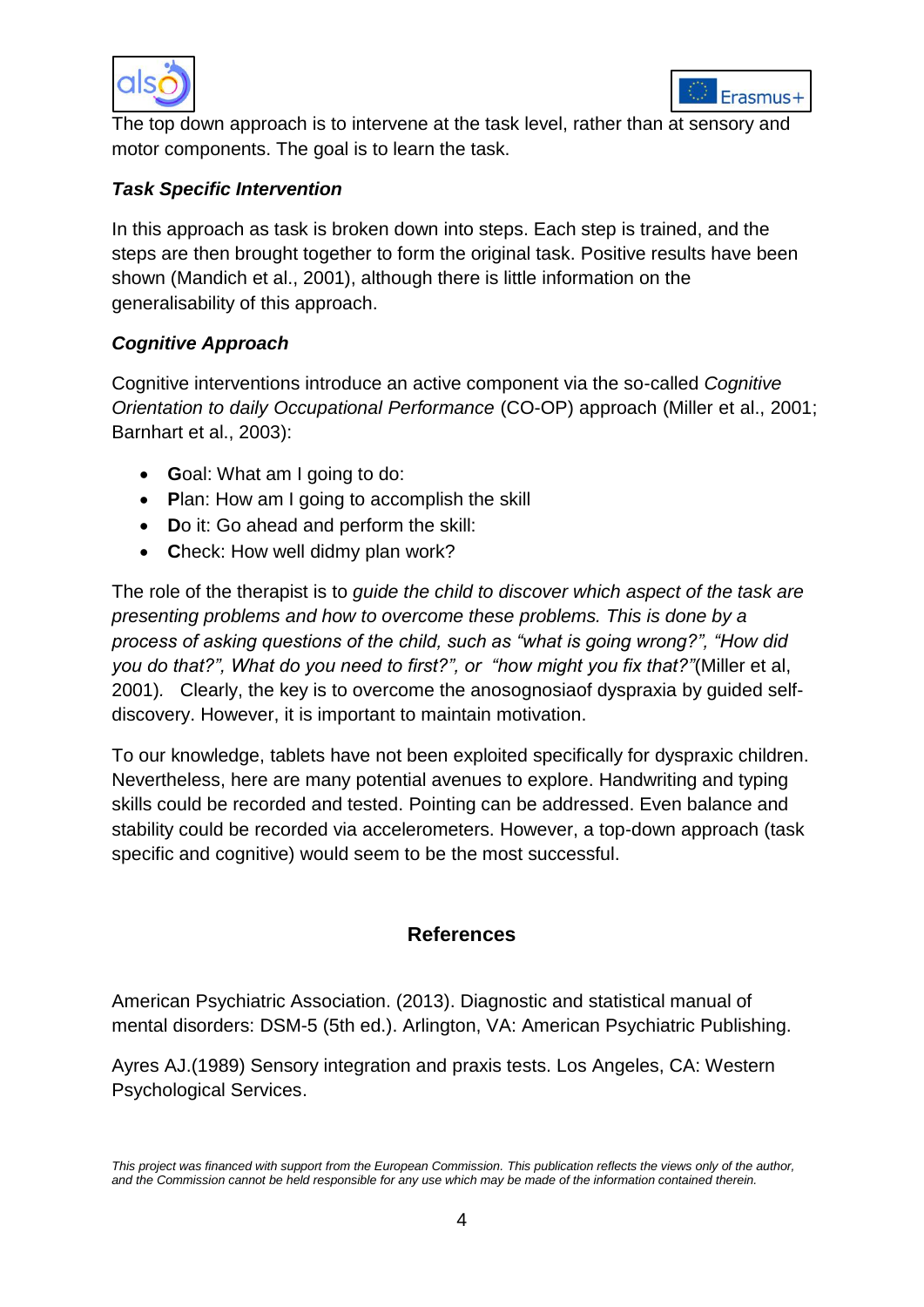The top down approach is to intervene at the task level, rather than at sensory and motor components. The goal is to learn the task.

### *Task Specific Intervention*

In this approach as task is broken down into steps. Each step is trained, and the steps are then brought together to form the original task. Positive results have been shown (Mandich et al., 2001), although there is little information on the generalisability of this approach.

### *Cognitive Approach*

Cognitive interventions introduce an active component via the so-called *Cognitive Orientation to daily Occupational Performance* (CO-OP) approach (Miller et al., 2001; Barnhart et al., 2003):

- **G**oal: What am I going to do:
- **P**lan: How am I going to accomplish the skill
- **D**o it: Go ahead and perform the skill:
- **C**heck: How well didmy plan work?

The role of the therapist is to *guide the child to discover which aspect of the task are presenting problems and how to overcome these problems. This is done by a process of asking questions of the child, such as "what is going wrong?", "How did you do that?", What do you need to first?", or "how might you fix that?"*(Miller et al, 2001). Clearly, the key is to overcome the anosognosiaof dyspraxia by guided self-discovery. However, it is important to maintain motivation.

To our knowledge, tablets have not been exploited specifically for dyspraxic children. Nevertheless, here are many potential avenues to explore. Handwriting and typing skills could be recorded and tested. Pointing can be addressed. Even balance and stability could be recorded via accelerometers. However, a top-down approach (task specific and cognitive) would seem to be the most successful.

## References

American Psychiatric Association. (2013). Diagnostic and statistical manual of mental disorders: DSM-5 (5th ed.). Arlington, VA: American Psychiatric Publishing.

Ayres AJ.(1989) Sensory integration and praxis tests. Los Angeles, CA: Western Psychological Services.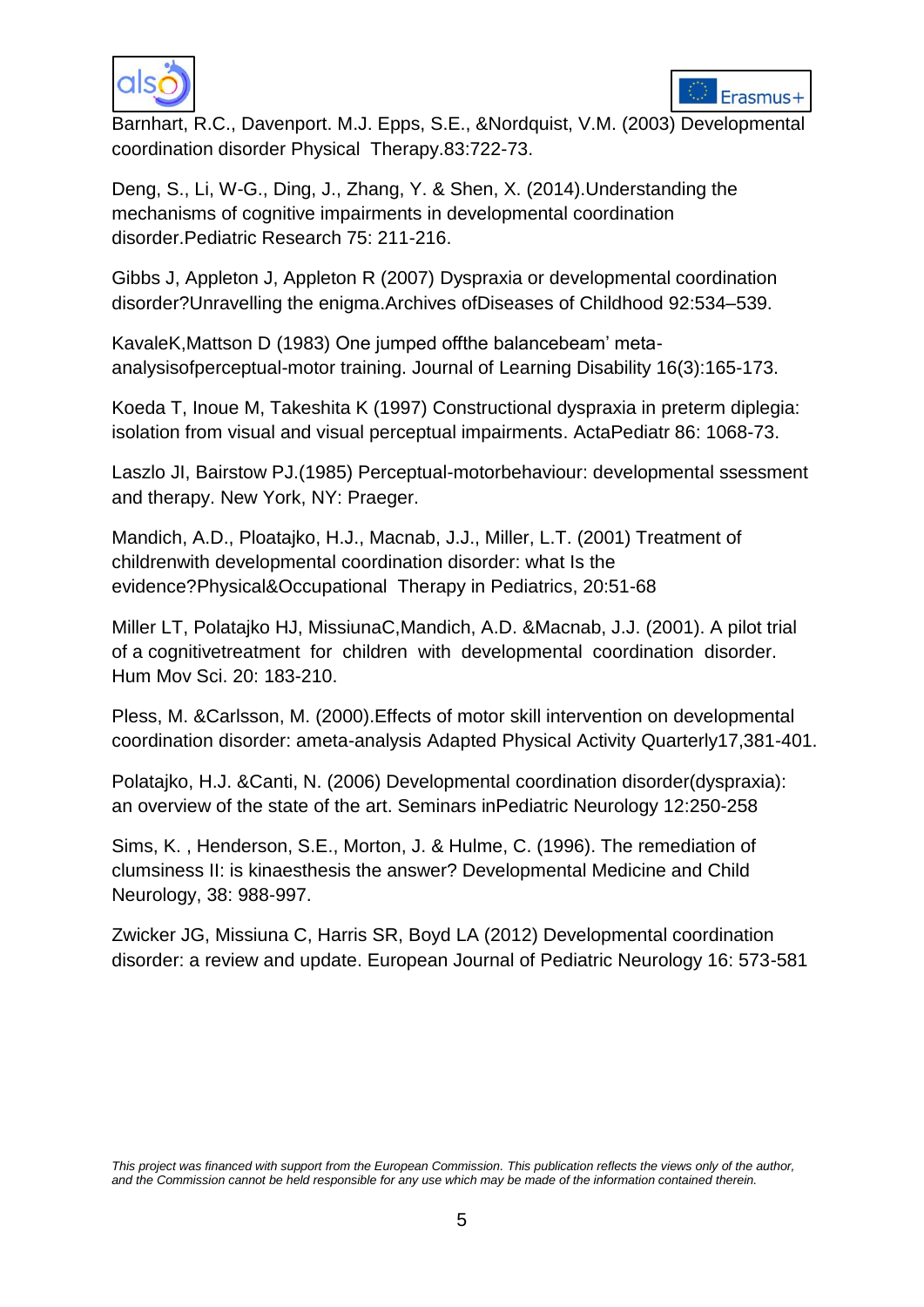Barnhart, R.C., Davenport. M.J. Epps, S.E., &Nordquist, V.M. (2003) Developmental coordination disorder Physical Therapy.83:722-73.

Deng, S., Li, W-G., Ding, J., Zhang, Y. & Shen, X. (2014).Understanding the mechanisms of cognitive impairments in developmental coordination disorder.Pediatric Research 75: 211-216.

Gibbs J, Appleton J, Appleton R (2007) Dyspraxia or developmental coordination disorder?Unravelling the enigma.Archives ofDiseases of Childhood 92:534–539.

KavaleK,Mattson D (1983) One jumped offthe balancebeam' meta-analysisofperceptual-motor training. Journal of Learning Disability 16(3):165-173.

Koeda T, Inoue M, Takeshita K (1997) Constructional dyspraxia in preterm diplegia: isolation from visual and visual perceptual impairments. ActaPediatr 86: 1068-73.

Laszlo JI, Bairstow PJ.(1985) Perceptual-motorbehaviour: developmental ssessment and therapy. New York, NY: Praeger.

Mandich, A.D., Ploatajko, H.J., Macnab, J.J., Miller, L.T. (2001) Treatment of childrenwith developmental coordination disorder: what Is the evidence?Physical&Occupational Therapy in Pediatrics, 20:51-68

Miller LT, Polatajko HJ, MissiunaC,Mandich, A.D. &Macnab, J.J. (2001). A pilot trial of a cognitivetreatment for children with developmental coordination disorder. Hum Mov Sci. 20: 183-210.

Pless, M. &Carlsson, M. (2000).Effects of motor skill intervention on developmental coordination disorder: ameta-analysis Adapted Physical Activity Quarterly17,381-401.

Polatajko, H.J. &Canti, N. (2006) Developmental coordination disorder(dyspraxia): an overview of the state of the art. Seminars inPediatric Neurology 12:250-258

Sims, K. , Henderson, S.E., Morton, J. & Hulme, C. (1996). The remediation of clumsiness II: is kinaesthesis the answer? Developmental Medicine and Child Neurology, 38: 988-997.

Zwicker JG, Missiuna C, Harris SR, Boyd LA (2012) Developmental coordination disorder: a review and update. European Journal of Pediatric Neurology 16: 573-581

*This project was financed with support from the European Commission. This publication reflects the views only of the author, and the Commission cannot be held responsible for any use which may be made of the information contained therein.*